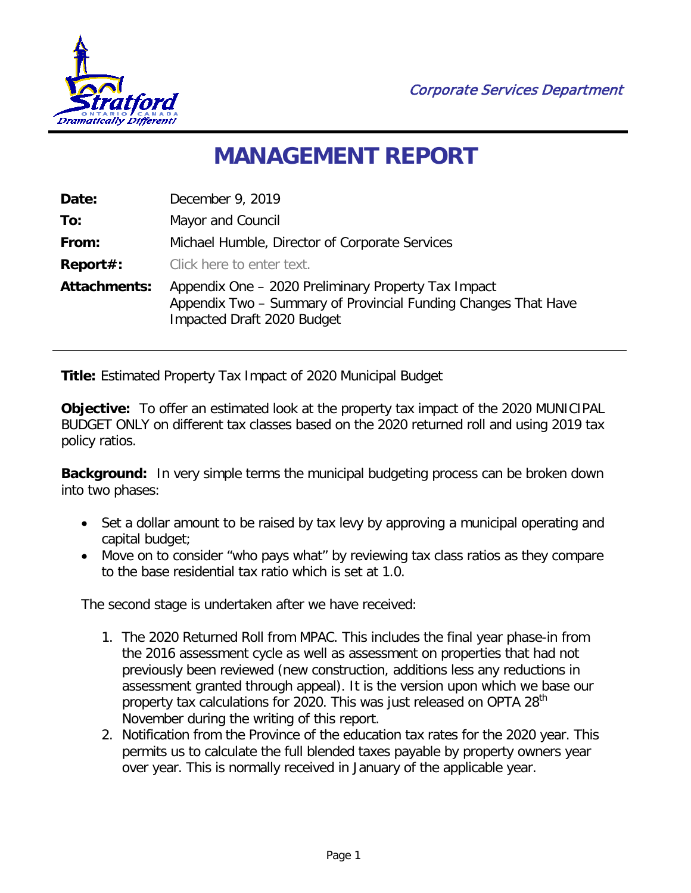Corporate Services Department

# MANAGEMENT REPORT

| | |
|---|---|
| **Date:** | December 9, 2019 |
| **To:** | Mayor and Council |
| **From:** | Michael Humble, Director of Corporate Services |
| **Report#:** | Click here to enter text. |
| **Attachments:** | Appendix One – 2020 Preliminary Property Tax Impact<br>Appendix Two – Summary of Provincial Funding Changes That Have Impacted Draft 2020 Budget |

---

**Title:** Estimated Property Tax Impact of 2020 Municipal Budget

**Objective:** To offer an estimated look at the property tax impact of the 2020 MUNICIPAL BUDGET ONLY on different tax classes based on the 2020 returned roll and using 2019 tax policy ratios.

**Background:** In very simple terms the municipal budgeting process can be broken down into two phases:

- Set a dollar amount to be raised by tax levy by approving a municipal operating and capital budget;
- Move on to consider "who pays what" by reviewing tax class ratios as they compare to the base residential tax ratio which is set at 1.0.

The second stage is undertaken after we have received:

1. The 2020 Returned Roll from MPAC. This includes the final year phase-in from the 2016 assessment cycle as well as assessment on properties that had not previously been reviewed (new construction, additions less any reductions in assessment granted through appeal). It is the version upon which we base our property tax calculations for 2020. This was just released on OPTA 28th November during the writing of this report.
2. Notification from the Province of the education tax rates for the 2020 year. This permits us to calculate the full blended taxes payable by property owners year over year. This is normally received in January of the applicable year.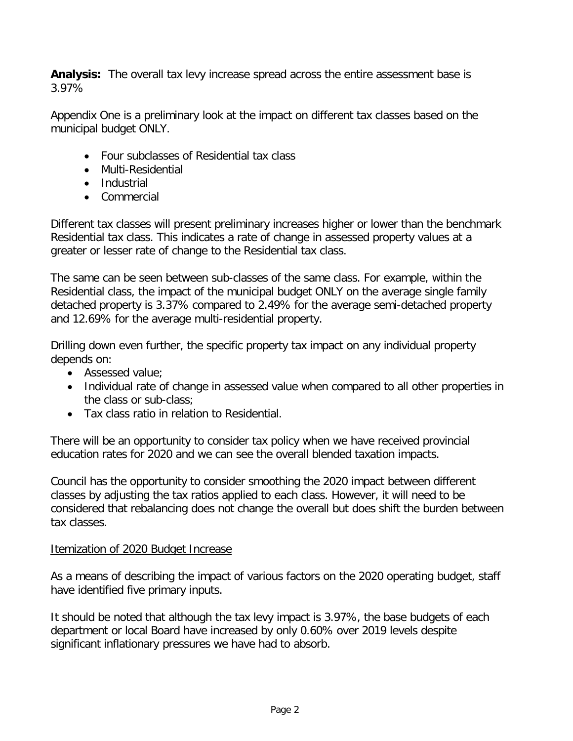**Analysis:** The overall tax levy increase spread across the entire assessment base is 3.97%

Appendix One is a preliminary look at the impact on different tax classes based on the municipal budget ONLY.

- Four subclasses of Residential tax class
- Multi-Residential
- Industrial
- Commercial

Different tax classes will present preliminary increases higher or lower than the benchmark Residential tax class. This indicates a rate of change in assessed property values at a greater or lesser rate of change to the Residential tax class.

The same can be seen between sub-classes of the same class. For example, within the Residential class, the impact of the municipal budget ONLY on the average single family detached property is 3.37% compared to 2.49% for the average semi-detached property and 12.69% for the average multi-residential property.

Drilling down even further, the specific property tax impact on any individual property depends on:

- Assessed value;
- Individual rate of change in assessed value when compared to all other properties in the class or sub-class;
- Tax class ratio in relation to Residential.

There will be an opportunity to consider tax policy when we have received provincial education rates for 2020 and we can see the overall blended taxation impacts.

Council has the opportunity to consider smoothing the 2020 impact between different classes by adjusting the tax ratios applied to each class. However, it will need to be considered that rebalancing does not change the overall but does shift the burden between tax classes.

Itemization of 2020 Budget Increase

As a means of describing the impact of various factors on the 2020 operating budget, staff have identified five primary inputs.

It should be noted that although the tax levy impact is 3.97%, the base budgets of each department or local Board have increased by only 0.60% over 2019 levels despite significant inflationary pressures we have had to absorb.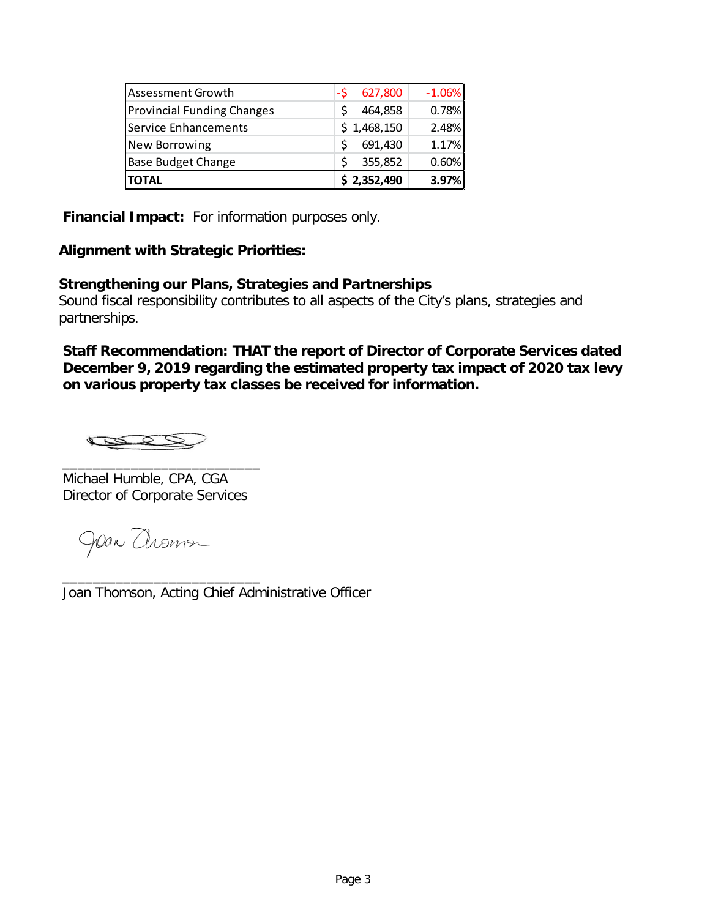| | | |
|---|---|---|
| Assessment Growth | -$ 627,800 | -1.06% |
| Provincial Funding Changes | $ 464,858 | 0.78% |
| Service Enhancements | $ 1,468,150 | 2.48% |
| New Borrowing | $ 691,430 | 1.17% |
| Base Budget Change | $ 355,852 | 0.60% |
| **TOTAL** | **$ 2,352,490** | **3.97%** |

**Financial Impact:** For information purposes only.

**Alignment with Strategic Priorities:**

**Strengthening our Plans, Strategies and Partnerships**
Sound fiscal responsibility contributes to all aspects of the City's plans, strategies and partnerships.

**Staff Recommendation: THAT the report of Director of Corporate Services dated December 9, 2019 regarding the estimated property tax impact of 2020 tax levy on various property tax classes be received for information.**

___________________________
Michael Humble, CPA, CGA
Director of Corporate Services

___________________________
Joan Thomson, Acting Chief Administrative Officer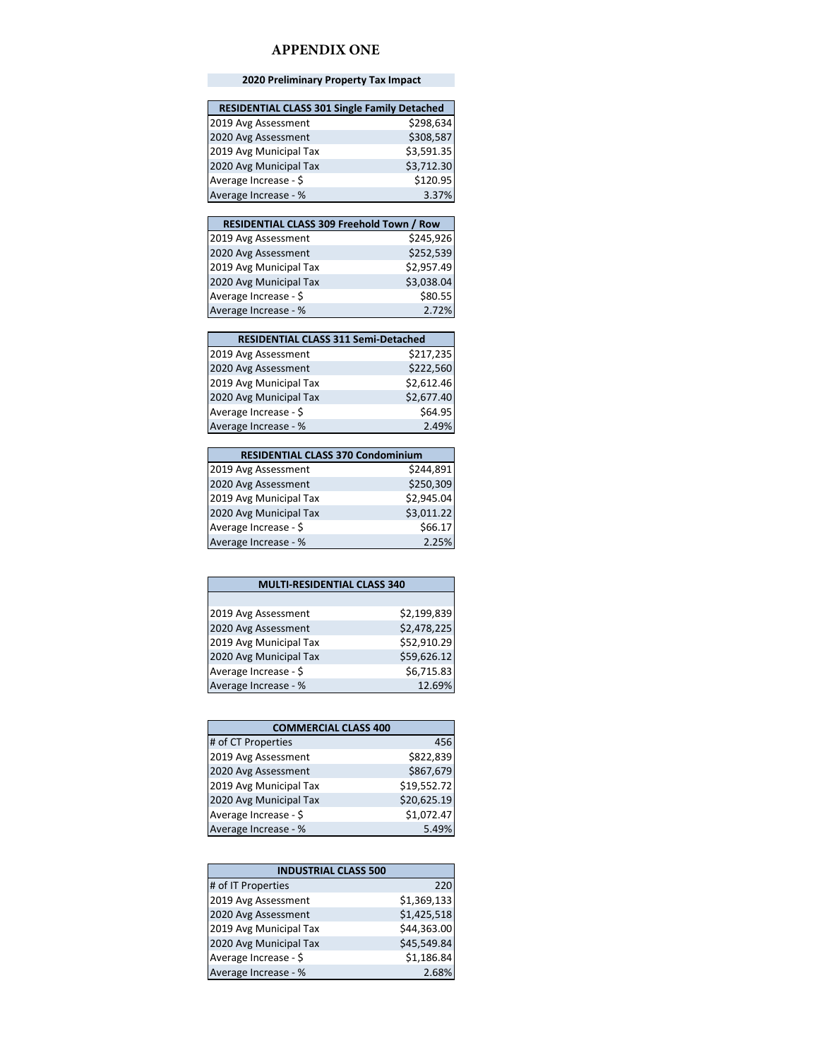# APPENDIX ONE

## 2020 Preliminary Property Tax Impact

| RESIDENTIAL CLASS 301 Single Family Detached | |
|---|---|
| 2019 Avg Assessment | $298,634 |
| 2020 Avg Assessment | $308,587 |
| 2019 Avg Municipal Tax | $3,591.35 |
| 2020 Avg Municipal Tax | $3,712.30 |
| Average Increase - $ | $120.95 |
| Average Increase - % | 3.37% |

| RESIDENTIAL CLASS 309 Freehold Town / Row | |
|---|---|
| 2019 Avg Assessment | $245,926 |
| 2020 Avg Assessment | $252,539 |
| 2019 Avg Municipal Tax | $2,957.49 |
| 2020 Avg Municipal Tax | $3,038.04 |
| Average Increase - $ | $80.55 |
| Average Increase - % | 2.72% |

| RESIDENTIAL CLASS 311 Semi-Detached | |
|---|---|
| 2019 Avg Assessment | $217,235 |
| 2020 Avg Assessment | $222,560 |
| 2019 Avg Municipal Tax | $2,612.46 |
| 2020 Avg Municipal Tax | $2,677.40 |
| Average Increase - $ | $64.95 |
| Average Increase - % | 2.49% |

| RESIDENTIAL CLASS 370 Condominium | |
|---|---|
| 2019 Avg Assessment | $244,891 |
| 2020 Avg Assessment | $250,309 |
| 2019 Avg Municipal Tax | $2,945.04 |
| 2020 Avg Municipal Tax | $3,011.22 |
| Average Increase - $ | $66.17 |
| Average Increase - % | 2.25% |

| MULTI-RESIDENTIAL CLASS 340 | |
|---|---|
| | |
| 2019 Avg Assessment | $2,199,839 |
| 2020 Avg Assessment | $2,478,225 |
| 2019 Avg Municipal Tax | $52,910.29 |
| 2020 Avg Municipal Tax | $59,626.12 |
| Average Increase - $ | $6,715.83 |
| Average Increase - % | 12.69% |

| COMMERCIAL CLASS 400 | |
|---|---|
| # of CT Properties | 456 |
| 2019 Avg Assessment | $822,839 |
| 2020 Avg Assessment | $867,679 |
| 2019 Avg Municipal Tax | $19,552.72 |
| 2020 Avg Municipal Tax | $20,625.19 |
| Average Increase - $ | $1,072.47 |
| Average Increase - % | 5.49% |

| INDUSTRIAL CLASS 500 | |
|---|---|
| # of IT Properties | 220 |
| 2019 Avg Assessment | $1,369,133 |
| 2020 Avg Assessment | $1,425,518 |
| 2019 Avg Municipal Tax | $44,363.00 |
| 2020 Avg Municipal Tax | $45,549.84 |
| Average Increase - $ | $1,186.84 |
| Average Increase - % | 2.68% |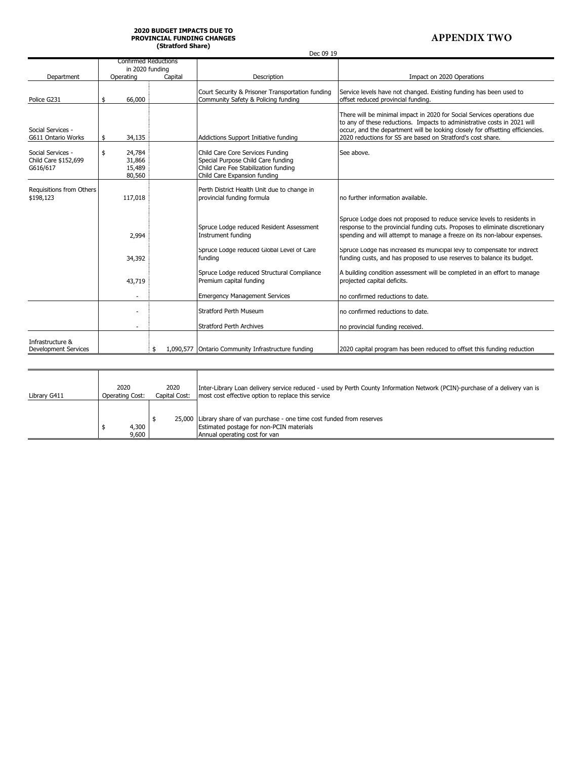**2020 BUDGET IMPACTS DUE TO PROVINCIAL FUNDING CHANGES (Stratford Share)**

# APPENDIX TWO

Dec 09 19

| Department | Confirmed Reductions in 2020 funding | | Description | Impact on 2020 Operations |
|---|---|---|---|---|
| | Operating | Capital | | |
| Police G231 | $ 66,000 | | Court Security & Prisoner Transportation funding Community Safety & Policing funding | Service levels have not changed. Existing funding has been used to offset reduced provincial funding. |
| Social Services - G611 Ontario Works | $ 34,135 | | Addictions Support Initiative funding | There will be minimal impact in 2020 for Social Services operations due to any of these reductions. Impacts to administrative costs in 2021 will occur, and the department will be looking closely for offsetting efficiencies. 2020 reductions for SS are based on Stratford's cost share. |
| Social Services - Child Care $152,699 G616/617 | $ 24,784<br>31,866<br>15,489<br>80,560 | | Child Care Core Services Funding<br>Special Purpose Child Care funding<br>Child Care Fee Stabilization funding<br>Child Care Expansion funding | See above. |
| Requisitions from Others $198,123 | 117,018 | | Perth District Health Unit due to change in provincial funding formula | no further information available. |
| | 2,994 | | Spruce Lodge reduced Resident Assessment Instrument funding | Spruce Lodge does not proposed to reduce service levels to residents in response to the provincial funding cuts. Proposes to eliminate discretionary spending and will attempt to manage a freeze on its non-labour expenses. |
| | 34,392 | | Spruce Lodge reduced Global Level of Care funding | Spruce Lodge has increased its municipal levy to compensate for indirect funding custs, and has proposed to use reserves to balance its budget. |
| | 43,719 | | Spruce Lodge reduced Structural Compliance Premium capital funding | A building condition assessment will be completed in an effort to manage projected capital deficits. |
| | - | | Emergency Management Services | no confirmed reductions to date. |
| | - | | Stratford Perth Museum | no confirmed reductions to date. |
| | - | | Stratford Perth Archives | no provincial funding received. |
| Infrastructure & Development Services | | $ 1,090,577 | Ontario Community Infrastructure funding | 2020 capital program has been reduced to offset this funding reduction |

| Library G411 | 2020 Operating Cost: | 2020 Capital Cost: | Inter-Library Loan delivery service reduced - used by Perth County Information Network (PCIN)-purchase of a delivery van is most cost effective option to replace this service |
|---|---|---|---|
| | | $ 25,000 | Library share of van purchase - one time cost funded from reserves |
| | $ 4,300 | | Estimated postage for non-PCIN materials |
| | 9,600 | | Annual operating cost for van |